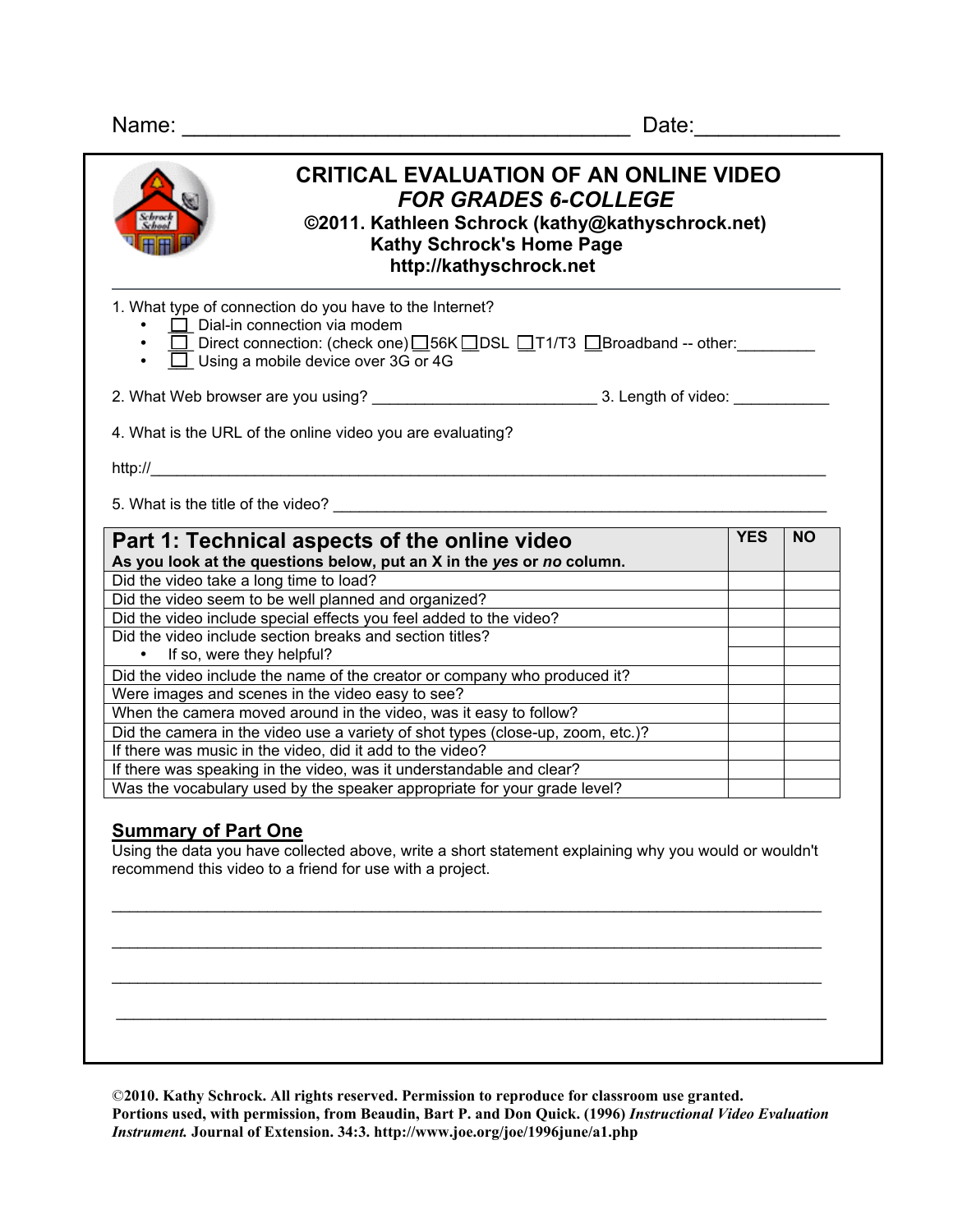Name: ______________________________________ Date:____________

# CRITICAL EVALUATION OF AN ONLINE VIDEO
## *FOR GRADES 6-COLLEGE*

**©2011. Kathleen Schrock (kathy@kathyschrock.net)**
**Kathy Schrock's Home Page**
**http://kathyschrock.net**

1. What type of connection do you have to the Internet?
   - ☐ Dial-in connection via modem
   - ☐ Direct connection: (check one) ☐56K ☐DSL ☐T1/T3 ☐Broadband -- other:_________
   - ☐ Using a mobile device over 3G or 4G

2. What Web browser are you using? __________________________ 3. Length of video: ___________

4. What is the URL of the online video you are evaluating?

http://______________________________________________________________________________

5. What is the title of the video? _________________________________________________________

| **Part 1: Technical aspects of the online video**<br>**As you look at the questions below, put an X in the *yes* or *no* column.** | **YES** | **NO** |
|---|---|---|
| Did the video take a long time to load? | | |
| Did the video seem to be well planned and organized? | | |
| Did the video include special effects you feel added to the video? | | |
| Did the video include section breaks and section titles? | | |
| • If so, were they helpful? | | |
| Did the video include the name of the creator or company who produced it? | | |
| Were images and scenes in the video easy to see? | | |
| When the camera moved around in the video, was it easy to follow? | | |
| Did the camera in the video use a variety of shot types (close-up, zoom, etc.)? | | |
| If there was music in the video, did it add to the video? | | |
| If there was speaking in the video, was it understandable and clear? | | |
| Was the vocabulary used by the speaker appropriate for your grade level? | | |

### Summary of Part One

Using the data you have collected above, write a short statement explaining why you would or wouldn't recommend this video to a friend for use with a project.

______________________________________________________________________________

______________________________________________________________________________

______________________________________________________________________________

______________________________________________________________________________

**©2010. Kathy Schrock. All rights reserved. Permission to reproduce for classroom use granted. Portions used, with permission, from Beaudin, Bart P. and Don Quick. (1996) *Instructional Video Evaluation Instrument.* Journal of Extension. 34:3. http://www.joe.org/joe/1996june/a1.php**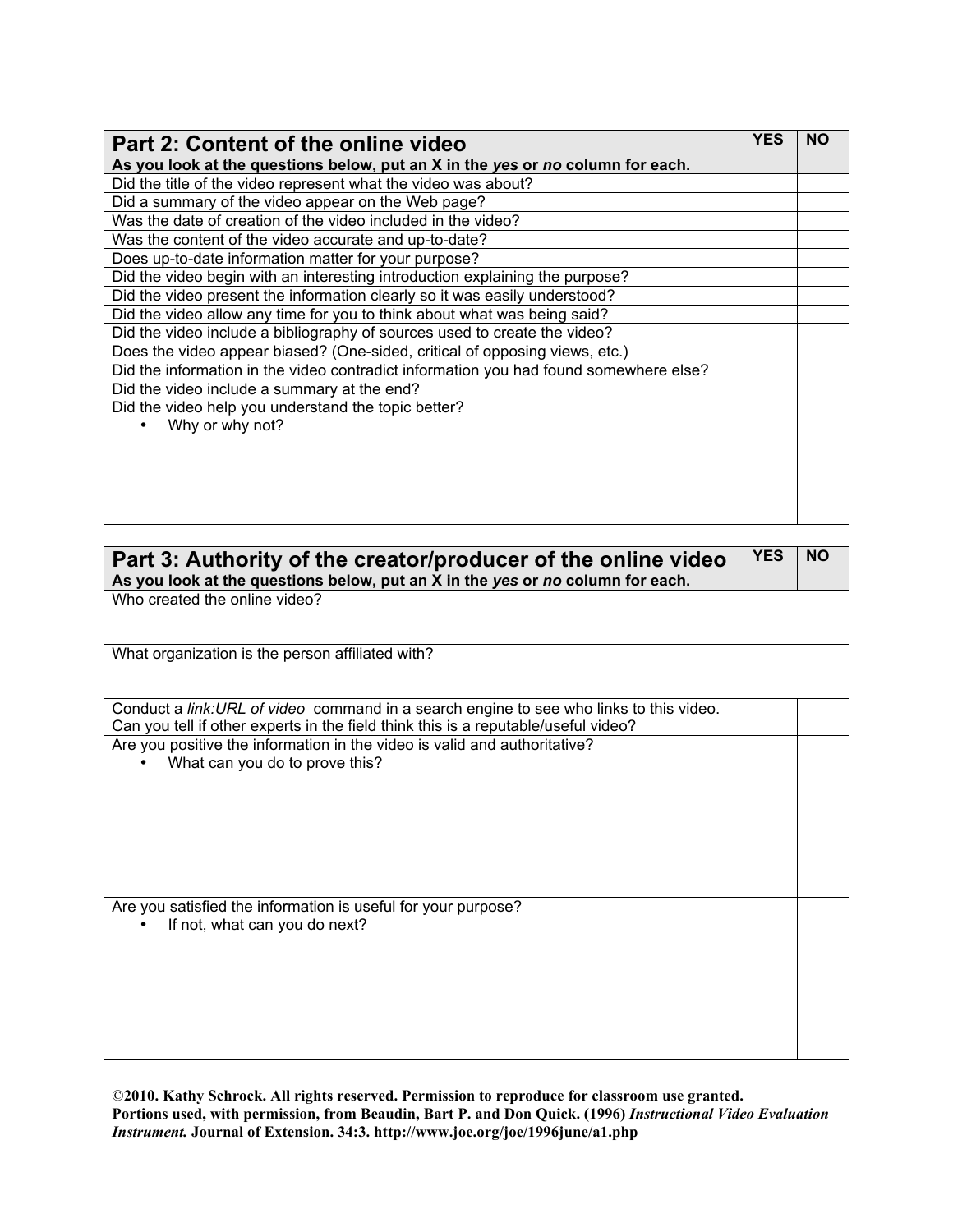| **Part 2: Content of the online video**<br>**As you look at the questions below, put an X in the *yes* or *no* column for each.** | **YES** | **NO** |
| --- | --- | --- |
| Did the title of the video represent what the video was about? | | |
| Did a summary of the video appear on the Web page? | | |
| Was the date of creation of the video included in the video? | | |
| Was the content of the video accurate and up-to-date? | | |
| Does up-to-date information matter for your purpose? | | |
| Did the video begin with an interesting introduction explaining the purpose? | | |
| Did the video present the information clearly so it was easily understood? | | |
| Did the video allow any time for you to think about what was being said? | | |
| Did the video include a bibliography of sources used to create the video? | | |
| Does the video appear biased? (One-sided, critical of opposing views, etc.) | | |
| Did the information in the video contradict information you had found somewhere else? | | |
| Did the video include a summary at the end? | | |
| Did the video help you understand the topic better?<br>• Why or why not? | | |

| **Part 3: Authority of the creator/producer of the online video**<br>**As you look at the questions below, put an X in the *yes* or *no* column for each.** | **YES** | **NO** |
| --- | --- | --- |
| Who created the online video? | | |
| What organization is the person affiliated with? | | |
| Conduct a *link:URL of video* command in a search engine to see who links to this video. Can you tell if other experts in the field think this is a reputable/useful video? | | |
| Are you positive the information in the video is valid and authoritative?<br>• What can you do to prove this? | | |
| Are you satisfied the information is useful for your purpose?<br>• If not, what can you do next? | | |

**©2010. Kathy Schrock. All rights reserved. Permission to reproduce for classroom use granted.**
**Portions used, with permission, from Beaudin, Bart P. and Don Quick. (1996) *Instructional Video Evaluation Instrument.* Journal of Extension. 34:3. http://www.joe.org/joe/1996june/a1.php**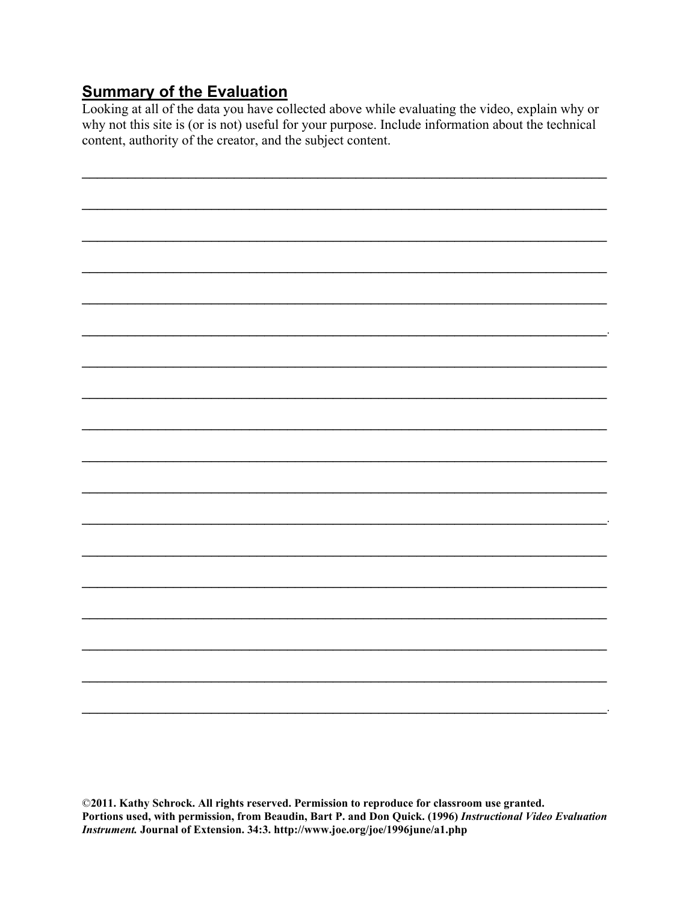## Summary of the Evaluation

Looking at all of the data you have collected above while evaluating the video, explain why or why not this site is (or is not) useful for your purpose. Include information about the technical content, authority of the creator, and the subject content.

______________________________________________________________________________

______________________________________________________________________________

______________________________________________________________________________

______________________________________________________________________________

______________________________________________________________________________

______________________________________________________________________________.

______________________________________________________________________________

______________________________________________________________________________

______________________________________________________________________________

______________________________________________________________________________

______________________________________________________________________________

______________________________________________________________________________.

______________________________________________________________________________

______________________________________________________________________________

______________________________________________________________________________

______________________________________________________________________________

______________________________________________________________________________

______________________________________________________________________________.

**©2011. Kathy Schrock. All rights reserved. Permission to reproduce for classroom use granted.**
**Portions used, with permission, from Beaudin, Bart P. and Don Quick. (1996) *Instructional Video Evaluation Instrument.* Journal of Extension. 34:3. http://www.joe.org/joe/1996june/a1.php**